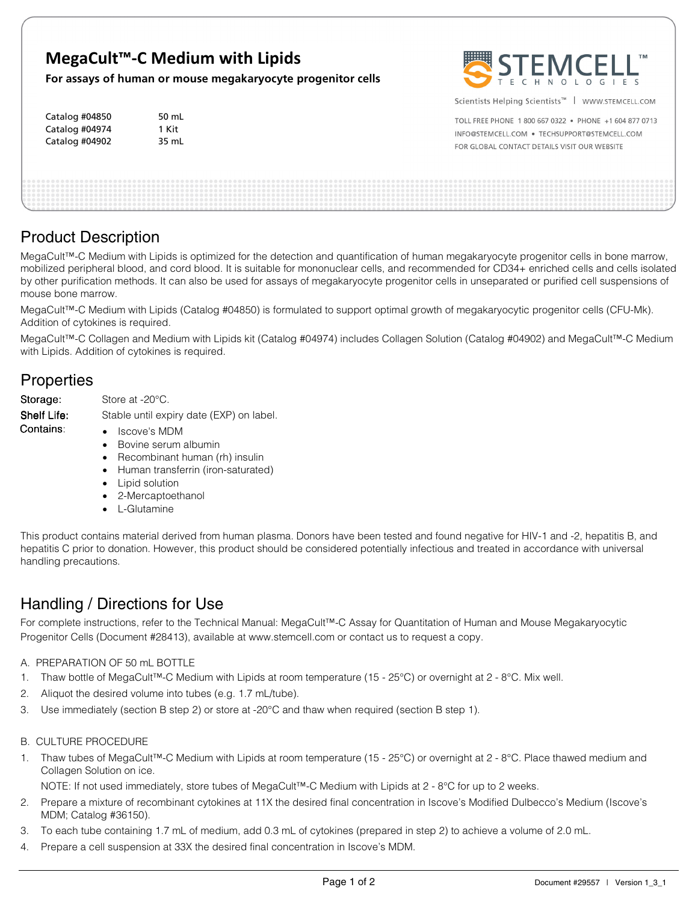# MegaCult™-C Medium with Lipids

**For assays of human or mouse megakaryocyte progenitor cells**

| | |
|---|---|
| Catalog #04850 | 50 mL |
| Catalog #04974 | 1 Kit |
| Catalog #04902 | 35 mL |

STEMCELL TECHNOLOGIES

Scientists Helping Scientists™ | WWW.STEMCELL.COM

TOLL FREE PHONE 1 800 667 0322 • PHONE +1 604 877 0713

INFO@STEMCELL.COM • TECHSUPPORT@STEMCELL.COM

FOR GLOBAL CONTACT DETAILS VISIT OUR WEBSITE

## Product Description

MegaCult™-C Medium with Lipids is optimized for the detection and quantification of human megakaryocyte progenitor cells in bone marrow, mobilized peripheral blood, and cord blood. It is suitable for mononuclear cells, and recommended for CD34+ enriched cells and cells isolated by other purification methods. It can also be used for assays of megakaryocyte progenitor cells in unseparated or purified cell suspensions of mouse bone marrow.

MegaCult™-C Medium with Lipids (Catalog #04850) is formulated to support optimal growth of megakaryocytic progenitor cells (CFU-Mk). Addition of cytokines is required.

MegaCult™-C Collagen and Medium with Lipids kit (Catalog #04974) includes Collagen Solution (Catalog #04902) and MegaCult™-C Medium with Lipids. Addition of cytokines is required.

## Properties

**Storage:** Store at -20°C.

**Shelf Life:** Stable until expiry date (EXP) on label.

**Contains:**

- Iscove's MDM
- Bovine serum albumin
- Recombinant human (rh) insulin
- Human transferrin (iron-saturated)
- Lipid solution
- 2-Mercaptoethanol
- L-Glutamine

This product contains material derived from human plasma. Donors have been tested and found negative for HIV-1 and -2, hepatitis B, and hepatitis C prior to donation. However, this product should be considered potentially infectious and treated in accordance with universal handling precautions.

## Handling / Directions for Use

For complete instructions, refer to the Technical Manual: MegaCult™-C Assay for Quantitation of Human and Mouse Megakaryocytic Progenitor Cells (Document #28413), available at www.stemcell.com or contact us to request a copy.

A. PREPARATION OF 50 mL BOTTLE

1. Thaw bottle of MegaCult™-C Medium with Lipids at room temperature (15 - 25°C) or overnight at 2 - 8°C. Mix well.
2. Aliquot the desired volume into tubes (e.g. 1.7 mL/tube).
3. Use immediately (section B step 2) or store at -20°C and thaw when required (section B step 1).

B. CULTURE PROCEDURE

1. Thaw tubes of MegaCult™-C Medium with Lipids at room temperature (15 - 25°C) or overnight at 2 - 8°C. Place thawed medium and Collagen Solution on ice.

   NOTE: If not used immediately, store tubes of MegaCult™-C Medium with Lipids at 2 - 8°C for up to 2 weeks.
2. Prepare a mixture of recombinant cytokines at 11X the desired final concentration in Iscove's Modified Dulbecco's Medium (Iscove's MDM; Catalog #36150).
3. To each tube containing 1.7 mL of medium, add 0.3 mL of cytokines (prepared in step 2) to achieve a volume of 2.0 mL.
4. Prepare a cell suspension at 33X the desired final concentration in Iscove's MDM.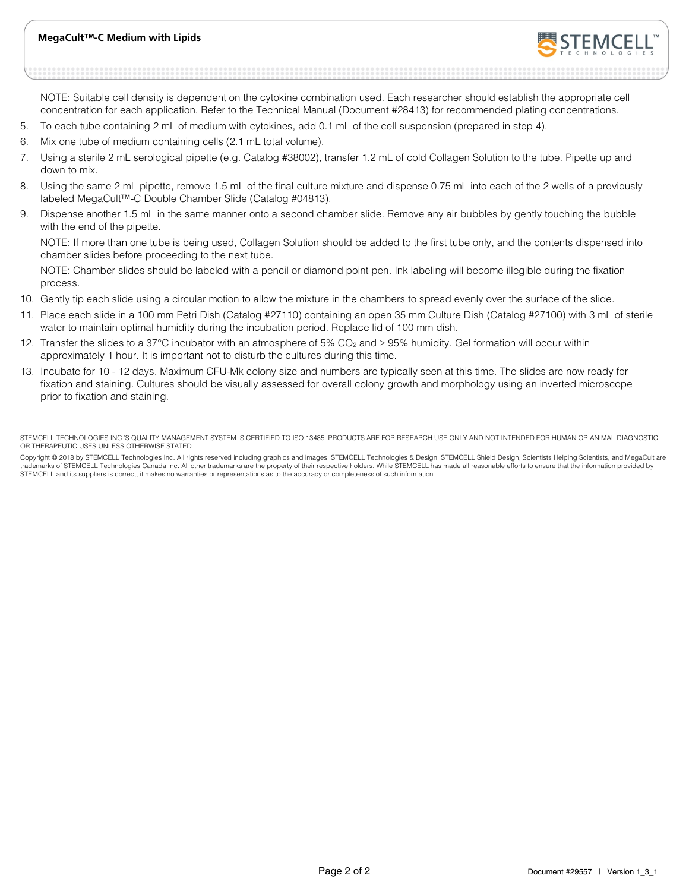NOTE: Suitable cell density is dependent on the cytokine combination used. Each researcher should establish the appropriate cell concentration for each application. Refer to the Technical Manual (Document #28413) for recommended plating concentrations.

5. To each tube containing 2 mL of medium with cytokines, add 0.1 mL of the cell suspension (prepared in step 4).
6. Mix one tube of medium containing cells (2.1 mL total volume).
7. Using a sterile 2 mL serological pipette (e.g. Catalog #38002), transfer 1.2 mL of cold Collagen Solution to the tube. Pipette up and down to mix.
8. Using the same 2 mL pipette, remove 1.5 mL of the final culture mixture and dispense 0.75 mL into each of the 2 wells of a previously labeled MegaCult™-C Double Chamber Slide (Catalog #04813).
9. Dispense another 1.5 mL in the same manner onto a second chamber slide. Remove any air bubbles by gently touching the bubble with the end of the pipette.

   NOTE: If more than one tube is being used, Collagen Solution should be added to the first tube only, and the contents dispensed into chamber slides before proceeding to the next tube.

   NOTE: Chamber slides should be labeled with a pencil or diamond point pen. Ink labeling will become illegible during the fixation process.
10. Gently tip each slide using a circular motion to allow the mixture in the chambers to spread evenly over the surface of the slide.
11. Place each slide in a 100 mm Petri Dish (Catalog #27110) containing an open 35 mm Culture Dish (Catalog #27100) with 3 mL of sterile water to maintain optimal humidity during the incubation period. Replace lid of 100 mm dish.
12. Transfer the slides to a 37°C incubator with an atmosphere of 5% $CO_2$ and ≥ 95% humidity. Gel formation will occur within approximately 1 hour. It is important not to disturb the cultures during this time.
13. Incubate for 10 - 12 days. Maximum CFU-Mk colony size and numbers are typically seen at this time. The slides are now ready for fixation and staining. Cultures should be visually assessed for overall colony growth and morphology using an inverted microscope prior to fixation and staining.

STEMCELL TECHNOLOGIES INC.'S QUALITY MANAGEMENT SYSTEM IS CERTIFIED TO ISO 13485. PRODUCTS ARE FOR RESEARCH USE ONLY AND NOT INTENDED FOR HUMAN OR ANIMAL DIAGNOSTIC OR THERAPEUTIC USES UNLESS OTHERWISE STATED.

Copyright © 2018 by STEMCELL Technologies Inc. All rights reserved including graphics and images. STEMCELL Technologies & Design, STEMCELL Shield Design, Scientists Helping Scientists, and MegaCult are trademarks of STEMCELL Technologies Canada Inc. All other trademarks are the property of their respective holders. While STEMCELL has made all reasonable efforts to ensure that the information provided by STEMCELL and its suppliers is correct, it makes no warranties or representations as to the accuracy or completeness of such information.